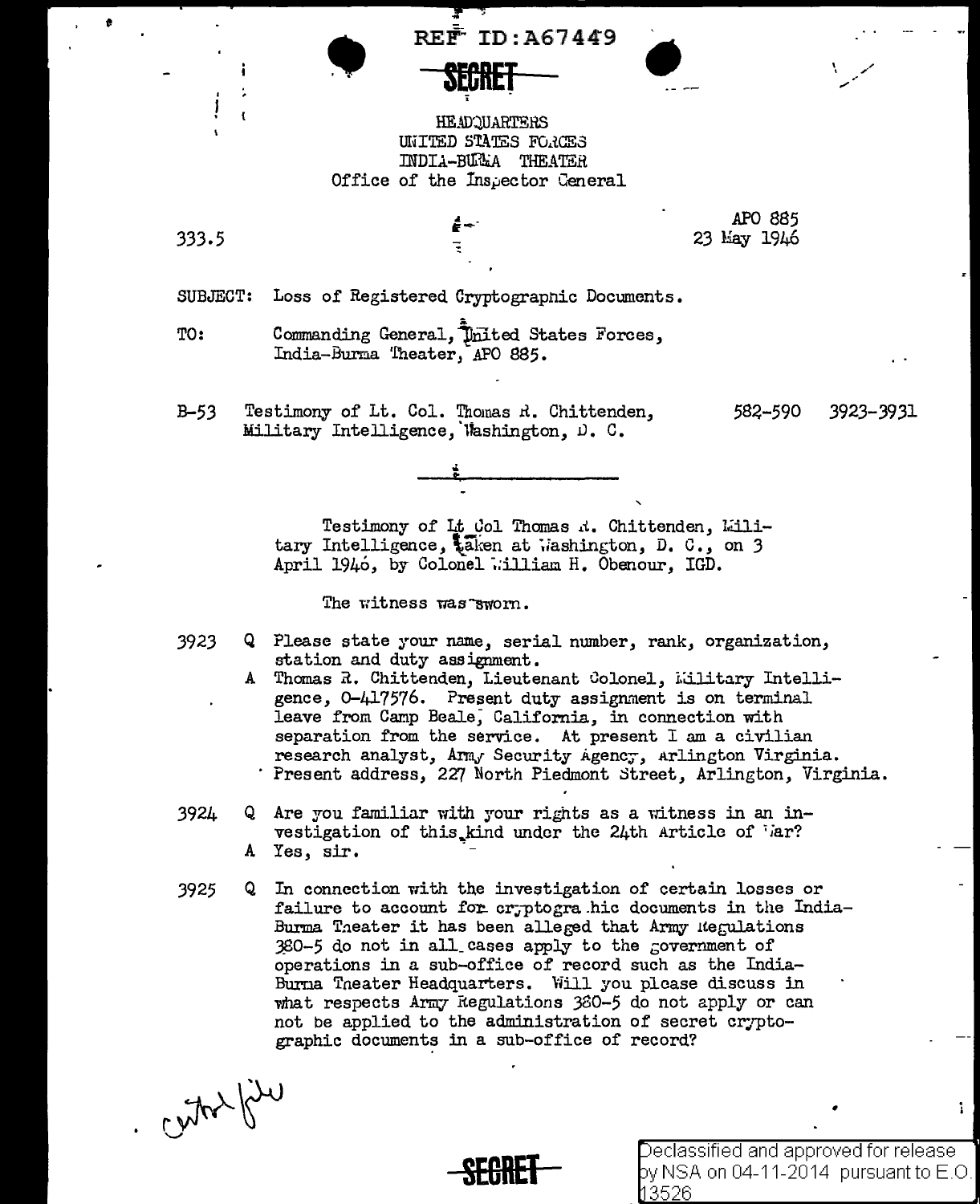REF ID:A67449

SECRET

HEADQUARTERS
UNITED STATES FORCES
INDIA-BURMA THEATER
Office of the Inspector General

333.5

APO 885
23 May 1946

SUBJECT: Loss of Registered Cryptographic Documents.

TO: Commanding General, United States Forces, India-Burma Theater, APO 885.

B-53 Testimony of Lt. Col. Thomas R. Chittenden, Military Intelligence, Washington, D. C. 582-590 3923-3931

---

Testimony of Lt Col Thomas R. Chittenden, Military Intelligence, taken at Washington, D. C., on 3 April 1946, by Colonel William H. Obenour, IGD.

The witness was sworn.

3923 Q Please state your name, serial number, rank, organization, station and duty assignment.

A Thomas R. Chittenden, Lieutenant Colonel, Military Intelligence, O-417576. Present duty assignment is on terminal leave from Camp Beale, California, in connection with separation from the service. At present I am a civilian research analyst, Army Security Agency, Arlington Virginia. Present address, 227 North Piedmont Street, Arlington, Virginia.

3924 Q Are you familiar with your rights as a witness in an investigation of this kind under the 24th Article of War?

A Yes, sir.

3925 Q In connection with the investigation of certain losses or failure to account for cryptographic documents in the India-Burma Theater it has been alleged that Army Regulations 380-5 do not in all cases apply to the government of operations in a sub-office of record such as the India-Burma Theater Headquarters. Will you please discuss in what respects Army Regulations 380-5 do not apply or can not be applied to the administration of secret cryptographic documents in a sub-office of record?

central file

SECRET

Declassified and approved for release by NSA on 04-11-2014 pursuant to E.O. 13526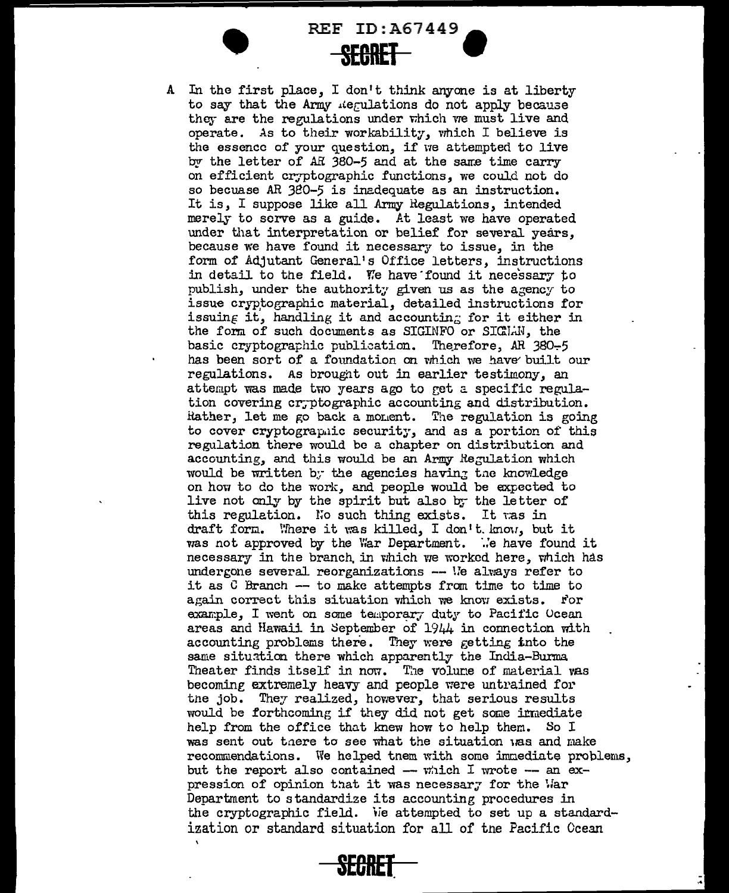A In the first place, I don't think anyone is at liberty to say that the Army Regulations do not apply because they are the regulations under which we must live and operate. As to their workability, which I believe is the essence of your question, if we attempted to live by the letter of AR 380-5 and at the same time carry on efficient cryptographic functions, we could not do so becuase AR 380-5 is inadequate as an instruction. It is, I suppose like all Army Regulations, intended merely to serve as a guide. At least we have operated under that interpretation or belief for several years, because we have found it necessary to issue, in the form of Adjutant General's Office letters, instructions in detail to the field. We have found it necessary to publish, under the authority given us as the agency to issue cryptographic material, detailed instructions for issuing it, handling it and accounting for it either in the form of such documents as SIGINFO or SIGLAN, the basic cryptographic publication. Therefore, AR 380-5 has been sort of a foundation on which we have built our regulations. As brought out in earlier testimony, an attempt was made two years ago to get a specific regulation covering cryptographic accounting and distribution. Rather, let me go back a moment. The regulation is going to cover cryptographic security, and as a portion of this regulation there would be a chapter on distribution and accounting, and this would be an Army Regulation which would be written by the agencies having the knowledge on how to do the work, and people would be expected to live not only by the spirit but also by the letter of this regulation. No such thing exists. It was in draft form. Where it was killed, I don't know, but it was not approved by the War Department. We have found it necessary in the branch in which we worked here, which has undergone several reorganizations -- We always refer to it as C Branch -- to make attempts from time to time to again correct this situation which we know exists. For example, I went on some temporary duty to Pacific Ocean areas and Hawaii in September of 1944 in connection with accounting problems there. They were getting into the same situation there which apparently the India-Burma Theater finds itself in now. The volume of material was becoming extremely heavy and people were untrained for the job. They realized, however, that serious results would be forthcoming if they did not get some immediate help from the office that knew how to help them. So I was sent out there to see what the situation was and make recommendations. We helped them with some immediate problems, but the report also contained -- which I wrote -- an expression of opinion that it was necessary for the War Department to standardize its accounting procedures in the cryptographic field. We attempted to set up a standardization or standard situation for all of the Pacific Ocean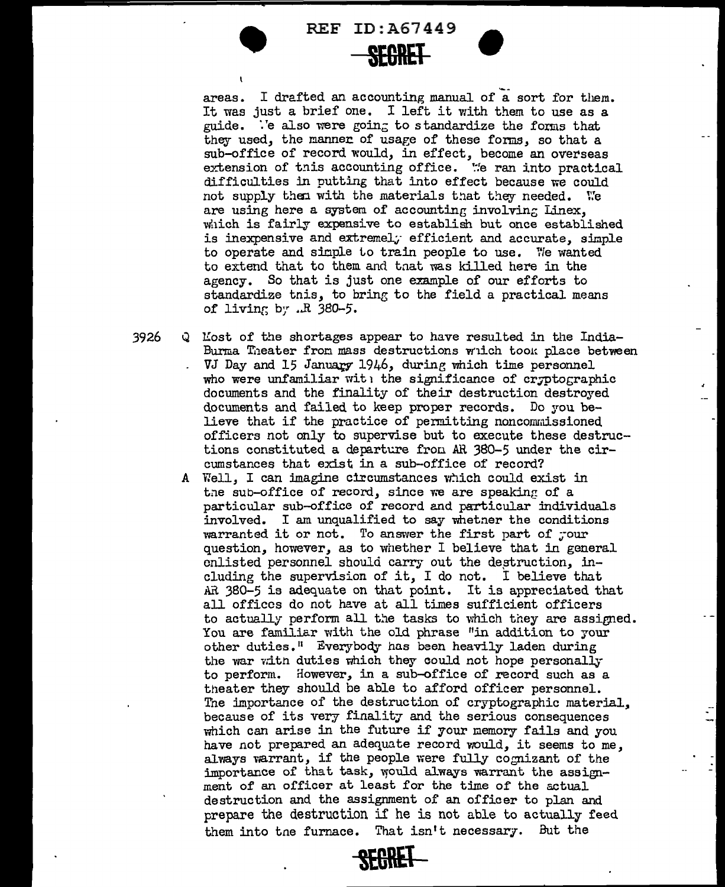areas. I drafted an accounting manual of a sort for them. It was just a brief one. I left it with them to use as a guide. We also were going to standardize the forms that they used, the manner of usage of these forms, so that a sub-office of record would, in effect, become an overseas extension of this accounting office. We ran into practical difficulties in putting that into effect because we could not supply them with the materials that they needed. We are using here a system of accounting involving Linex, which is fairly expensive to establish but once established is inexpensive and extremely efficient and accurate, simple to operate and simple to train people to use. We wanted to extend that to them and that was killed here in the agency. So that is just one example of our efforts to standardize this, to bring to the field a practical means of living by AR 380-5.

3926 Q Most of the shortages appear to have resulted in the India-Burma Theater from mass destructions which took place between VJ Day and 15 January 1946, during which time personnel who were unfamiliar with the significance of cryptographic documents and the finality of their destruction destroyed documents and failed to keep proper records. Do you believe that if the practice of permitting noncommissioned officers not only to supervise but to execute these destructions constituted a departure from AR 380-5 under the circumstances that exist in a sub-office of record?

A Well, I can imagine circumstances which could exist in the sub-office of record, since we are speaking of a particular sub-office of record and particular individuals involved. I am unqualified to say whether the conditions warranted it or not. To answer the first part of your question, however, as to whether I believe that in general enlisted personnel should carry out the destruction, including the supervision of it, I do not. I believe that AR 380-5 is adequate on that point. It is appreciated that all offices do not have at all times sufficient officers to actually perform all the tasks to which they are assigned. You are familiar with the old phrase "in addition to your other duties." Everybody has been heavily laden during the war with duties which they could not hope personally to perform. However, in a sub-office of record such as a theater they should be able to afford officer personnel. The importance of the destruction of cryptographic material, because of its very finality and the serious consequences which can arise in the future if your memory fails and you have not prepared an adequate record would, it seems to me, always warrant, if the people were fully cognizant of the importance of that task, would always warrant the assignment of an officer at least for the time of the actual destruction and the assignment of an officer to plan and prepare the destruction if he is not able to actually feed them into the furnace. That isn't necessary. But the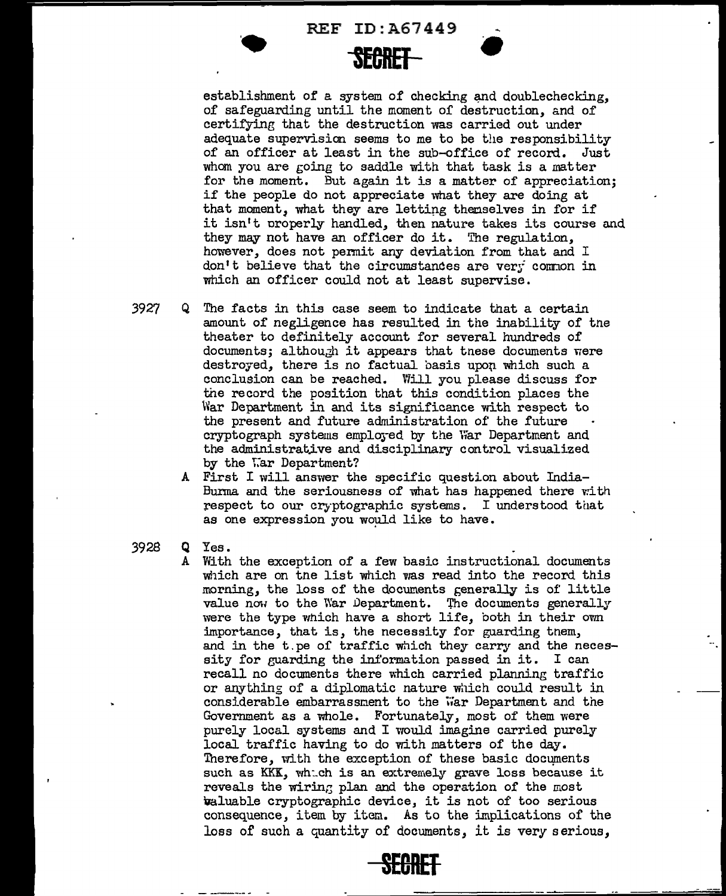establishment of a system of checking and doublechecking, of safeguarding until the moment of destruction, and of certifying that the destruction was carried out under adequate supervision seems to me to be the responsibility of an officer at least in the sub-office of record. Just whom you are going to saddle with that task is a matter for the moment. But again it is a matter of appreciation; if the people do not appreciate what they are doing at that moment, what they are letting themselves in for if it isn't properly handled, then nature takes its course and they may not have an officer do it. The regulation, however, does not permit any deviation from that and I don't believe that the circumstances are very common in which an officer could not at least supervise.

3927 Q The facts in this case seem to indicate that a certain amount of negligence has resulted in the inability of the theater to definitely account for several hundreds of documents; although it appears that these documents were destroyed, there is no factual basis upon which such a conclusion can be reached. Will you please discuss for the record the position that this condition places the War Department in and its significance with respect to the present and future administration of the future cryptograph systems employed by the War Department and the administrative and disciplinary control visualized by the War Department?

A First I will answer the specific question about India-Burma and the seriousness of what has happened there with respect to our cryptographic systems. I understood that as one expression you would like to have.

3928 Q Yes.

A With the exception of a few basic instructional documents which are on the list which was read into the record this morning, the loss of the documents generally is of little value now to the War Department. The documents generally were the type which have a short life, both in their own importance, that is, the necessity for guarding them, and in the type of traffic which they carry and the necessity for guarding the information passed in it. I can recall no documents there which carried planning traffic or anything of a diplomatic nature which could result in considerable embarrassment to the War Department and the Government as a whole. Fortunately, most of them were purely local systems and I would imagine carried purely local traffic having to do with matters of the day. Therefore, with the exception of these basic documents such as KKK, which is an extremely grave loss because it reveals the wiring plan and the operation of the most valuable cryptographic device, it is not of too serious consequence, item by item. As to the implications of the loss of such a quantity of documents, it is very serious,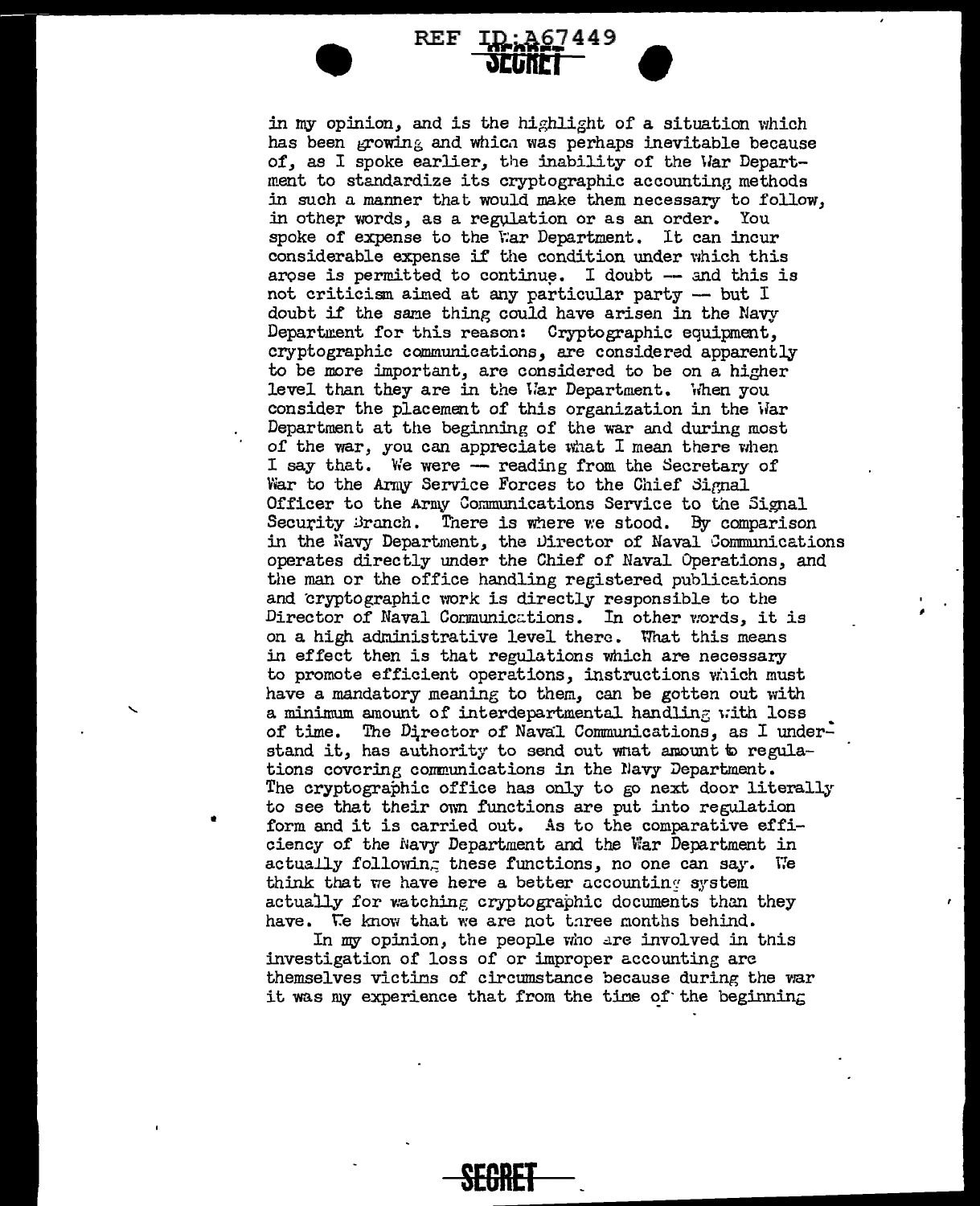in my opinion, and is the highlight of a situation which has been growing and which was perhaps inevitable because of, as I spoke earlier, the inability of the War Department to standardize its cryptographic accounting methods in such a manner that would make them necessary to follow, in other words, as a regulation or as an order. You spoke of expense to the War Department. It can incur considerable expense if the condition under which this arose is permitted to continue. I doubt -- and this is not criticism aimed at any particular party -- but I doubt if the same thing could have arisen in the Navy Department for this reason: Cryptographic equipment, cryptographic communications, are considered apparently to be more important, are considered to be on a higher level than they are in the War Department. When you consider the placement of this organization in the War Department at the beginning of the war and during most of the war, you can appreciate what I mean there when I say that. We were -- reading from the Secretary of War to the Army Service Forces to the Chief Signal Officer to the Army Communications Service to the Signal Security Branch. There is where we stood. By comparison in the Navy Department, the Director of Naval Communications operates directly under the Chief of Naval Operations, and the man or the office handling registered publications and cryptographic work is directly responsible to the Director of Naval Communications. In other words, it is on a high administrative level there. What this means in effect then is that regulations which are necessary to promote efficient operations, instructions which must have a mandatory meaning to them, can be gotten out with a minimum amount of interdepartmental handling with loss of time. The Director of Naval Communications, as I understand it, has authority to send out what amount to regulations covering communications in the Navy Department. The cryptographic office has only to go next door literally to see that their own functions are put into regulation form and it is carried out. As to the comparative efficiency of the Navy Department and the War Department in actually following these functions, no one can say. We think that we have here a better accounting system actually for watching cryptographic documents than they have. We know that we are not three months behind.

In my opinion, the people who are involved in this investigation of loss of or improper accounting are themselves victims of circumstance because during the war it was my experience that from the time of the beginning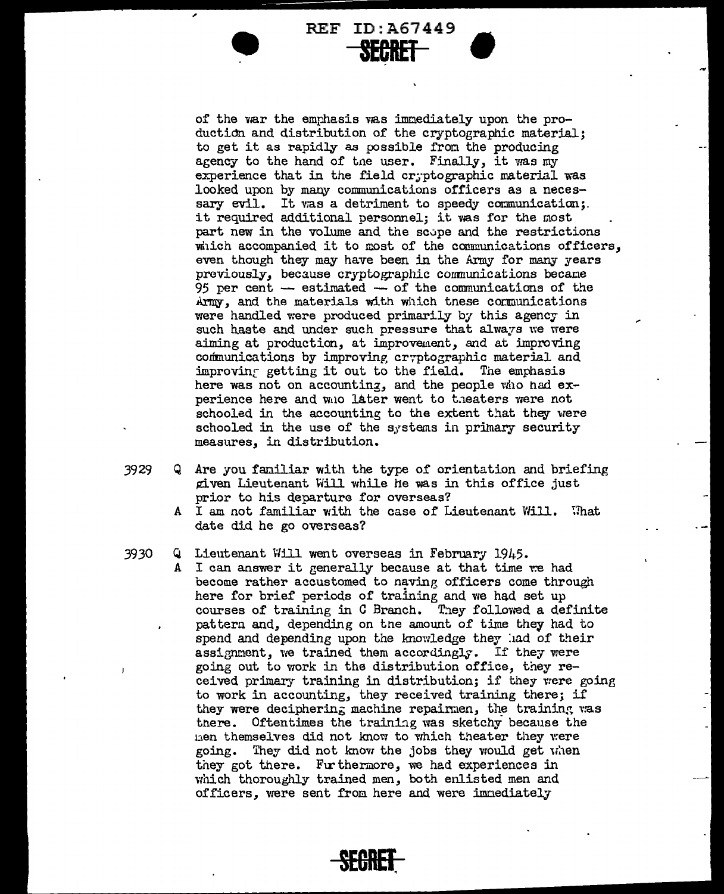of the war the emphasis was immediately upon the production and distribution of the cryptographic material; to get it as rapidly as possible from the producing agency to the hand of the user. Finally, it was my experience that in the field cryptographic material was looked upon by many communications officers as a necessary evil. It was a detriment to speedy communication; it required additional personnel; it was for the most part new in the volume and the scope and the restrictions which accompanied it to most of the communications officers, even though they may have been in the Army for many years previously, because cryptographic communications became 95 per cent — estimated — of the communications of the Army, and the materials with which these communications were handled were produced primarily by this agency in such haste and under such pressure that always we were aiming at production, at improvement, and at improving communications by improving cryptographic material and improving getting it out to the field. The emphasis here was not on accounting, and the people who had experience here and who later went to theaters were not schooled in the accounting to the extent that they were schooled in the use of the systems in primary security measures, in distribution.

3929 Q Are you familiar with the type of orientation and briefing given Lieutenant Will while he was in this office just prior to his departure for overseas?

A I am not familiar with the case of Lieutenant Will. What date did he go overseas?

3930 Q Lieutenant Will went overseas in February 1945.

A I can answer it generally because at that time we had become rather accustomed to having officers come through here for brief periods of training and we had set up courses of training in C Branch. They followed a definite pattern and, depending on the amount of time they had to spend and depending upon the knowledge they had of their assignment, we trained them accordingly. If they were going out to work in the distribution office, they received primary training in distribution; if they were going to work in accounting, they received training there; if they were deciphering machine repairmen, the training was there. Oftentimes the training was sketchy because the men themselves did not know to which theater they were going. They did not know the jobs they would get when they got there. Furthermore, we had experiences in which thoroughly trained men, both enlisted men and officers, were sent from here and were immediately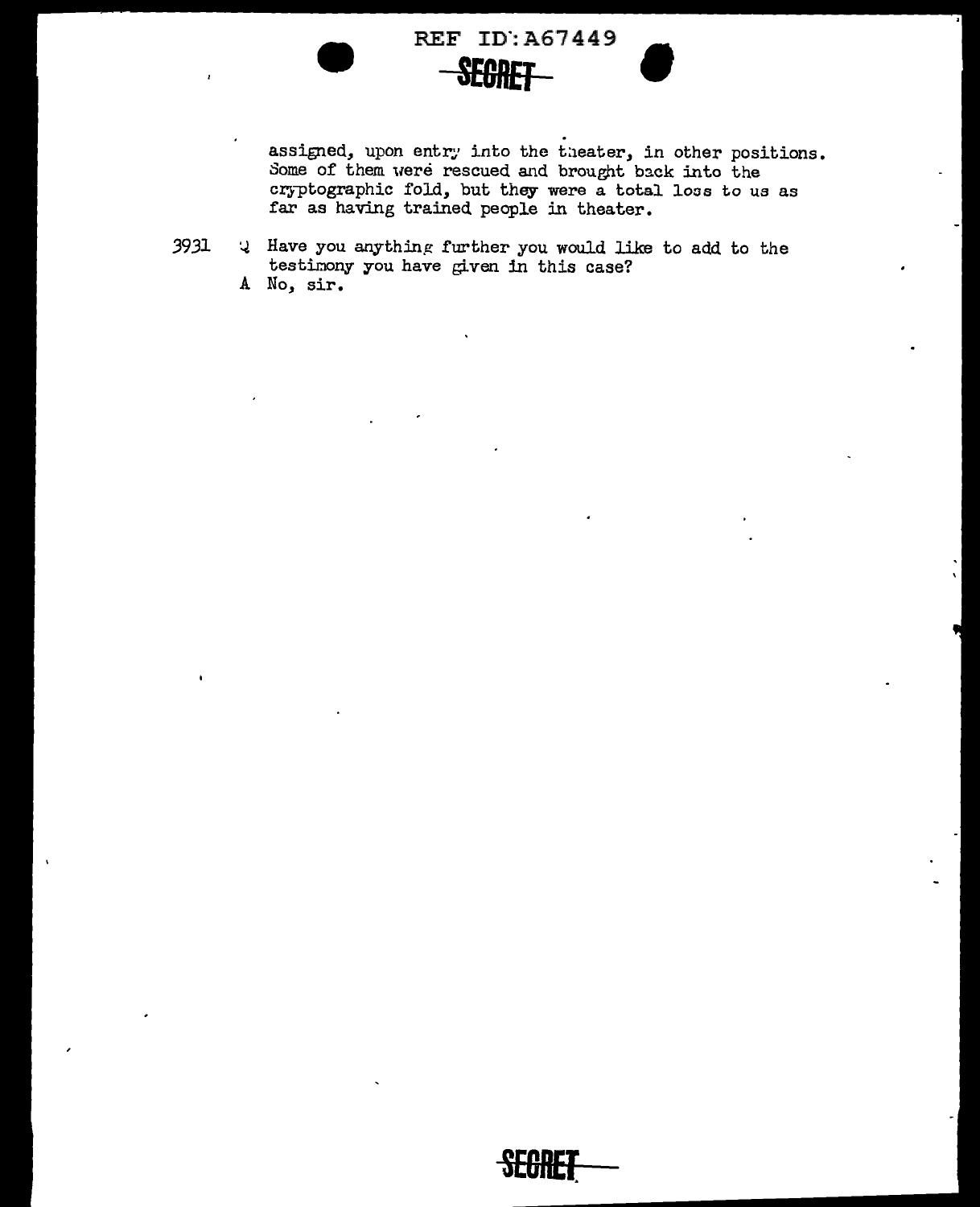REF ID:A67449

SECRET

assigned, upon entry into the theater, in other positions. Some of them were rescued and brought back into the cryptographic fold, but they were a total loss to us as far as having trained people in theater.

3931 Q Have you anything further you would like to add to the testimony you have given in this case?

A No, sir.

SECRET